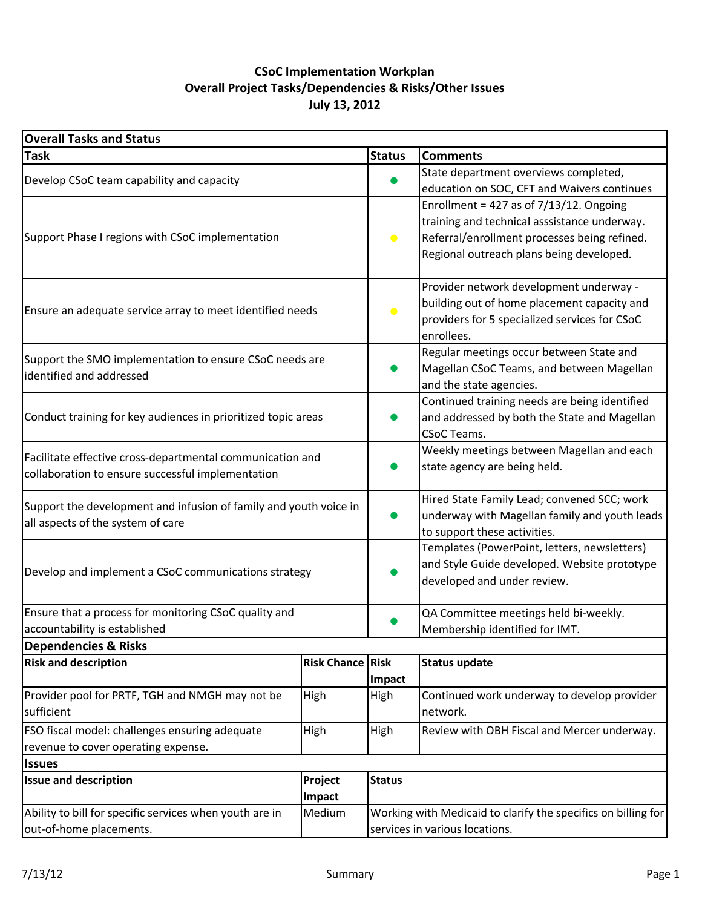# CSoC Implementation Workplan
## Overall Project Tasks/Dependencies & Risks/Other Issues
### July 13, 2012

**Overall Tasks and Status**

| Task | Status | Comments |
|---|---|---|
| Develop CSoC team capability and capacity | ● (green) | State department overviews completed, education on SOC, CFT and Waivers continues |
| Support Phase I regions with CSoC implementation | ● (yellow) | Enrollment = 427 as of 7/13/12. Ongoing training and technical asssistance underway. Referral/enrollment processes being refined. Regional outreach plans being developed. |
| Ensure an adequate service array to meet identified needs | ● (yellow) | Provider network development underway - building out of home placement capacity and providers for 5 specialized services for CSoC enrollees. |
| Support the SMO implementation to ensure CSoC needs are identified and addressed | ● (green) | Regular meetings occur between State and Magellan CSoC Teams, and between Magellan and the state agencies. |
| Conduct training for key audiences in prioritized topic areas | ● (green) | Continued training needs are being identified and addressed by both the State and Magellan CSoC Teams. |
| Facilitate effective cross-departmental communication and collaboration to ensure successful implementation | ● (green) | Weekly meetings between Magellan and each state agency are being held. |
| Support the development and infusion of family and youth voice in all aspects of the system of care | ● (green) | Hired State Family Lead; convened SCC; work underway with Magellan family and youth leads to support these activities. |
| Develop and implement a CSoC communications strategy | ● (green) | Templates (PowerPoint, letters, newsletters) and Style Guide developed. Website prototype developed and under review. |
| Ensure that a process for monitoring CSoC quality and accountability is established | ● (green) | QA Committee meetings held bi-weekly. Membership identified for IMT. |

**Dependencies & Risks**

| Risk and description | Risk Chance | Risk Impact | Status update |
|---|---|---|---|
| Provider pool for PRTF, TGH and NMGH may not be sufficient | High | High | Continued work underway to develop provider network. |
| FSO fiscal model: challenges ensuring adequate revenue to cover operating expense. | High | High | Review with OBH Fiscal and Mercer underway. |

**Issues**

| Issue and description | Project Impact | Status |
|---|---|---|
| Ability to bill for specific services when youth are in out-of-home placements. | Medium | Working with Medicaid to clarify the specifics on billing for services in various locations. |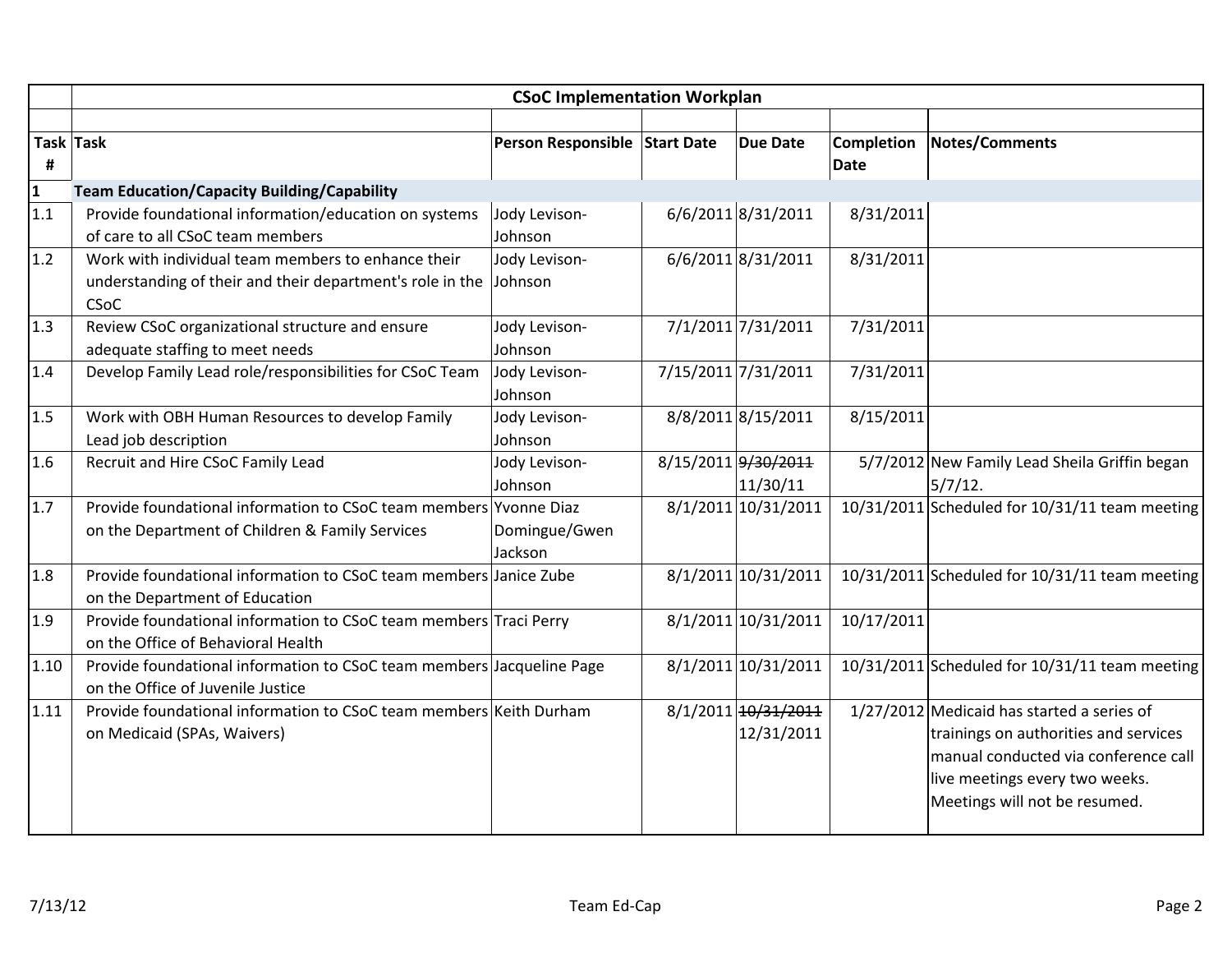| Task # | Task | Person Responsible | Start Date | Due Date | Completion Date | Notes/Comments |
|---|---|---|---|---|---|---|
| | **CSoC Implementation Workplan** | | | | | |
| **1** | **Team Education/Capacity Building/Capability** | | | | | |
| 1.1 | Provide foundational information/education on systems of care to all CSoC team members | Jody Levison-Johnson | 6/6/2011 | 8/31/2011 | 8/31/2011 | |
| 1.2 | Work with individual team members to enhance their understanding of their and their department's role in the CSoC | Jody Levison-Johnson | 6/6/2011 | 8/31/2011 | 8/31/2011 | |
| 1.3 | Review CSoC organizational structure and ensure adequate staffing to meet needs | Jody Levison-Johnson | 7/1/2011 | 7/31/2011 | 7/31/2011 | |
| 1.4 | Develop Family Lead role/responsibilities for CSoC Team | Jody Levison-Johnson | 7/15/2011 | 7/31/2011 | 7/31/2011 | |
| 1.5 | Work with OBH Human Resources to develop Family Lead job description | Jody Levison-Johnson | 8/8/2011 | 8/15/2011 | 8/15/2011 | |
| 1.6 | Recruit and Hire CSoC Family Lead | Jody Levison-Johnson | 8/15/2011 | ~~9/30/2011~~ 11/30/11 | 5/7/2012 | New Family Lead Sheila Griffin began 5/7/12. |
| 1.7 | Provide foundational information to CSoC team members on the Department of Children & Family Services | Yvonne Diaz Domingue/Gwen Jackson | 8/1/2011 | 10/31/2011 | 10/31/2011 | Scheduled for 10/31/11 team meeting |
| 1.8 | Provide foundational information to CSoC team members on the Department of Education | Janice Zube | 8/1/2011 | 10/31/2011 | 10/31/2011 | Scheduled for 10/31/11 team meeting |
| 1.9 | Provide foundational information to CSoC team members on the Office of Behavioral Health | Traci Perry | 8/1/2011 | 10/31/2011 | 10/17/2011 | |
| 1.10 | Provide foundational information to CSoC team members on the Office of Juvenile Justice | Jacqueline Page | 8/1/2011 | 10/31/2011 | 10/31/2011 | Scheduled for 10/31/11 team meeting |
| 1.11 | Provide foundational information to CSoC team members on Medicaid (SPAs, Waivers) | Keith Durham | 8/1/2011 | ~~10/31/2011~~ 12/31/2011 | 1/27/2012 | Medicaid has started a series of trainings on authorities and services manual conducted via conference call live meetings every two weeks. Meetings will not be resumed. |

7/13/12 Team Ed-Cap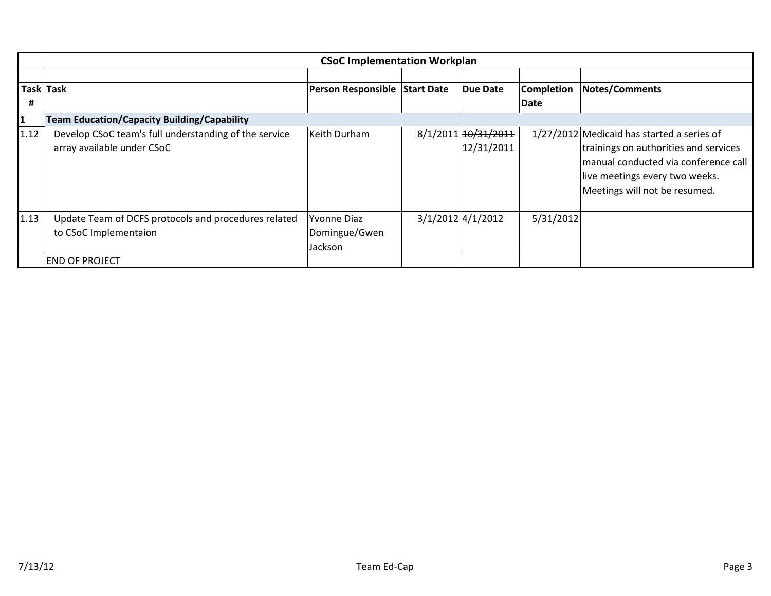| Task # | Task | Person Responsible | Start Date | Due Date | Completion Date | Notes/Comments |
|---|---|---|---|---|---|---|
| | **CSoC Implementation Workplan** | | | | | |
| **1** | **Team Education/Capacity Building/Capability** | | | | | |
| 1.12 | Develop CSoC team's full understanding of the service array available under CSoC | Keith Durham | 8/1/2011 | ~~10/31/2011~~ 12/31/2011 | 1/27/2012 | Medicaid has started a series of trainings on authorities and services manual conducted via conference call live meetings every two weeks. Meetings will not be resumed. |
| 1.13 | Update Team of DCFS protocols and procedures related to CSoC Implementaion | Yvonne Diaz Domingue/Gwen Jackson | 3/1/2012 | 4/1/2012 | 5/31/2012 | |
| | END OF PROJECT | | | | | |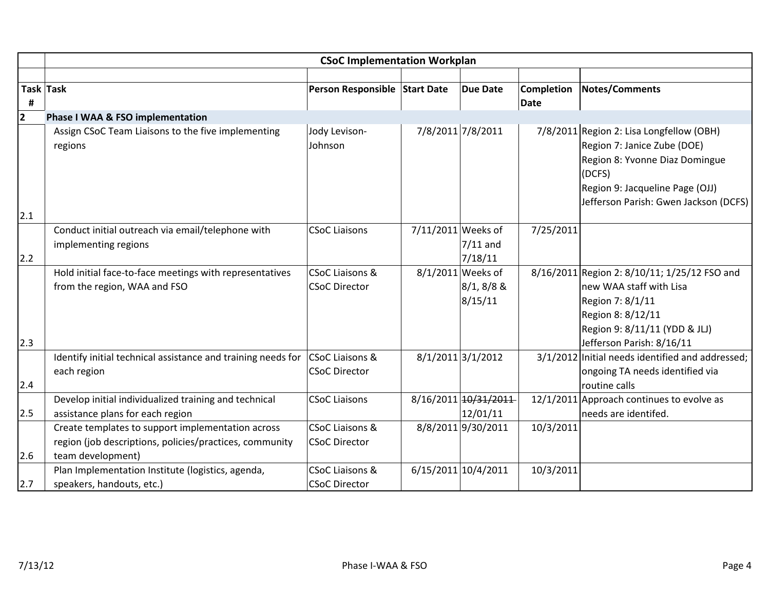| | CSoC Implementation Workplan | | | | | |
|---|---|---|---|---|---|---|
| | | | | | | |
| **Task #** | **Task** | **Person Responsible** | **Start Date** | **Due Date** | **Completion Date** | **Notes/Comments** |
| **2** | **Phase I WAA & FSO implementation** | | | | | |
| 2.1 | Assign CSoC Team Liaisons to the five implementing regions | Jody Levison-Johnson | 7/8/2011 | 7/8/2011 | 7/8/2011 | Region 2: Lisa Longfellow (OBH)<br>Region 7: Janice Zube (DOE)<br>Region 8: Yvonne Diaz Domingue (DCFS)<br>Region 9: Jacqueline Page (OJJ)<br>Jefferson Parish: Gwen Jackson (DCFS) |
| 2.2 | Conduct initial outreach via email/telephone with implementing regions | CSoC Liaisons | 7/11/2011 | Weeks of 7/11 and 7/18/11 | 7/25/2011 | |
| 2.3 | Hold initial face-to-face meetings with representatives from the region, WAA and FSO | CSoC Liaisons & CSoC Director | 8/1/2011 | Weeks of 8/1, 8/8 & 8/15/11 | 8/16/2011 | Region 2: 8/10/11; 1/25/12 FSO and new WAA staff with Lisa<br>Region 7: 8/1/11<br>Region 8: 8/12/11<br>Region 9: 8/11/11 (YDD & JLJ)<br>Jefferson Parish: 8/16/11 |
| 2.4 | Identify initial technical assistance and training needs for each region | CSoC Liaisons & CSoC Director | 8/1/2011 | 3/1/2012 | 3/1/2012 | Initial needs identified and addressed; ongoing TA needs identified via routine calls |
| 2.5 | Develop initial individualized training and technical assistance plans for each region | CSoC Liaisons | 8/16/2011 | ~~10/31/2011~~ 12/01/11 | 12/1/2011 | Approach continues to evolve as needs are identifed. |
| 2.6 | Create templates to support implementation across region (job descriptions, policies/practices, community team development) | CSoC Liaisons & CSoC Director | 8/8/2011 | 9/30/2011 | 10/3/2011 | |
| 2.7 | Plan Implementation Institute (logistics, agenda, speakers, handouts, etc.) | CSoC Liaisons & CSoC Director | 6/15/2011 | 10/4/2011 | 10/3/2011 | |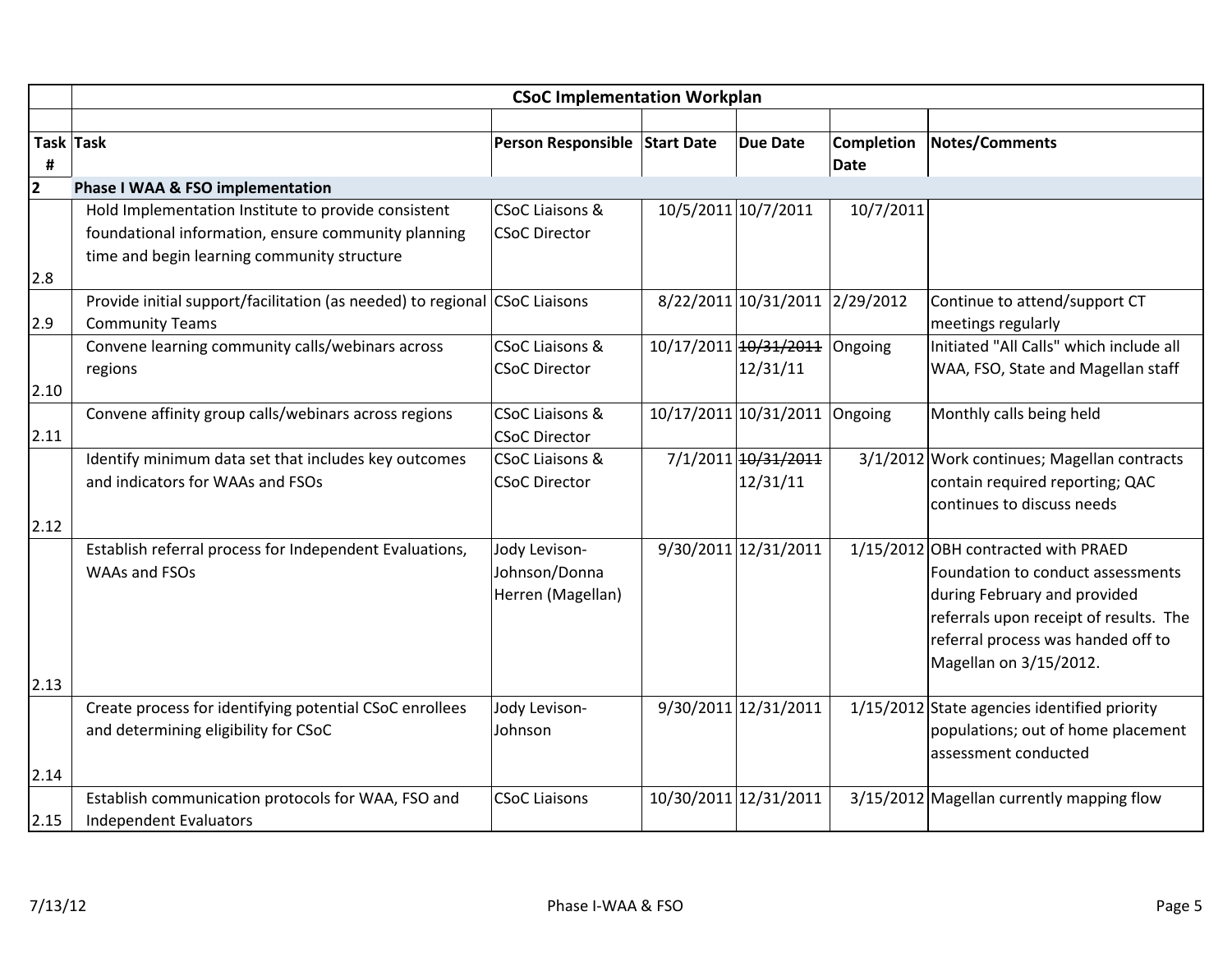| | CSoC Implementation Workplan | | | | | |
|---|---|---|---|---|---|---|
| | | | | | | |
| Task # | Task | Person Responsible | Start Date | Due Date | Completion Date | Notes/Comments |
| 2 | **Phase I WAA & FSO implementation** | | | | | |
| 2.8 | Hold Implementation Institute to provide consistent foundational information, ensure community planning time and begin learning community structure | CSoC Liaisons & CSoC Director | 10/5/2011 | 10/7/2011 | 10/7/2011 | |
| 2.9 | Provide initial support/facilitation (as needed) to regional Community Teams | CSoC Liaisons | 8/22/2011 | 10/31/2011 | 2/29/2012 | Continue to attend/support CT meetings regularly |
| 2.10 | Convene learning community calls/webinars across regions | CSoC Liaisons & CSoC Director | 10/17/2011 | ~~10/31/2011~~ 12/31/11 | Ongoing | Initiated "All Calls" which include all WAA, FSO, State and Magellan staff |
| 2.11 | Convene affinity group calls/webinars across regions | CSoC Liaisons & CSoC Director | 10/17/2011 | 10/31/2011 | Ongoing | Monthly calls being held |
| 2.12 | Identify minimum data set that includes key outcomes and indicators for WAAs and FSOs | CSoC Liaisons & CSoC Director | 7/1/2011 | ~~10/31/2011~~ 12/31/11 | 3/1/2012 | Work continues; Magellan contracts contain required reporting; QAC continues to discuss needs |
| 2.13 | Establish referral process for Independent Evaluations, WAAs and FSOs | Jody Levison-Johnson/Donna Herren (Magellan) | 9/30/2011 | 12/31/2011 | 1/15/2012 | OBH contracted with PRAED Foundation to conduct assessments during February and provided referrals upon receipt of results. The referral process was handed off to Magellan on 3/15/2012. |
| 2.14 | Create process for identifying potential CSoC enrollees and determining eligibility for CSoC | Jody Levison-Johnson | 9/30/2011 | 12/31/2011 | 1/15/2012 | State agencies identified priority populations; out of home placement assessment conducted |
| 2.15 | Establish communication protocols for WAA, FSO and Independent Evaluators | CSoC Liaisons | 10/30/2011 | 12/31/2011 | 3/15/2012 | Magellan currently mapping flow |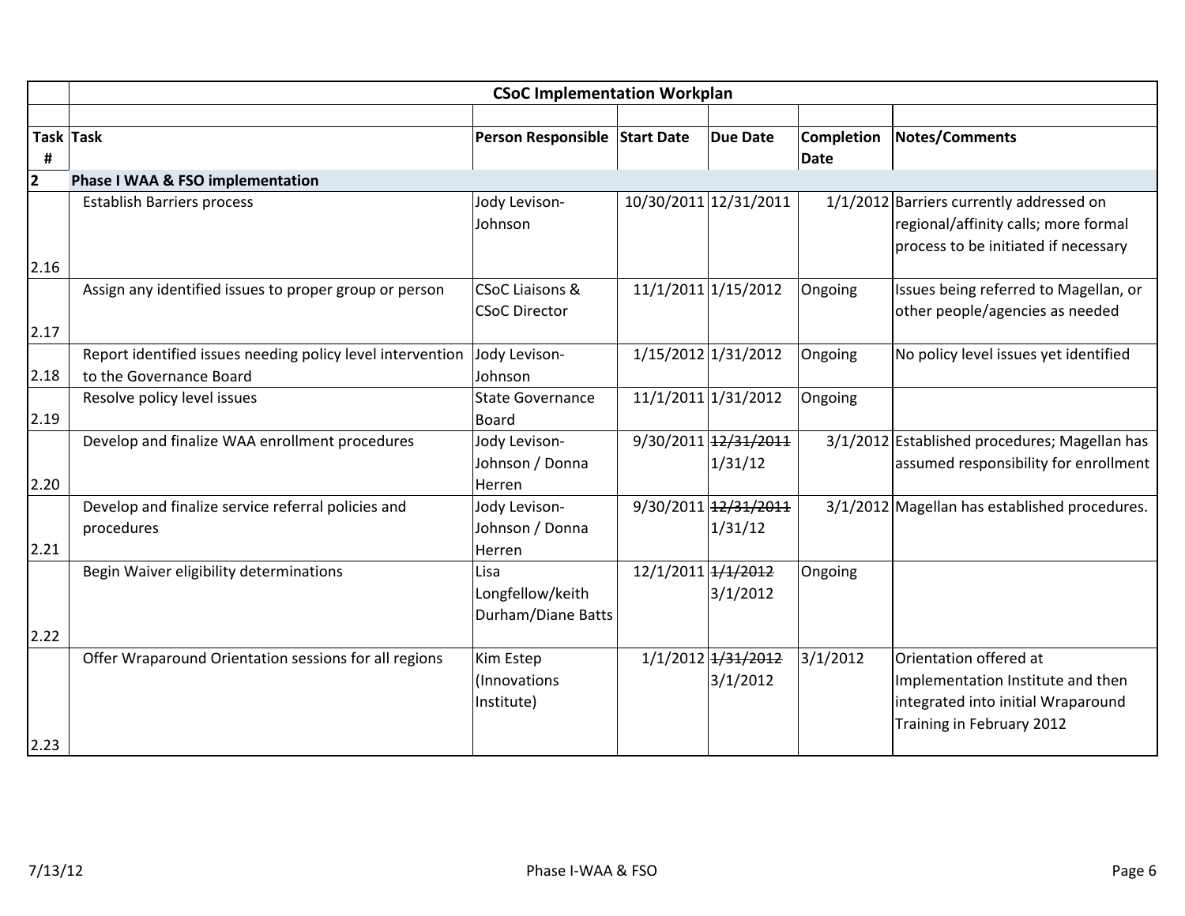| | CSoC Implementation Workplan | | | | | |
|---|---|---|---|---|---|---|
| | | | | | | |
| Task # | Task | Person Responsible | Start Date | Due Date | Completion Date | Notes/Comments |
| **2** | **Phase I WAA & FSO implementation** | | | | | |
| 2.16 | Establish Barriers process | Jody Levison-Johnson | 10/30/2011 | 12/31/2011 | 1/1/2012 | Barriers currently addressed on regional/affinity calls; more formal process to be initiated if necessary |
| 2.17 | Assign any identified issues to proper group or person | CSoC Liaisons & CSoC Director | 11/1/2011 | 1/15/2012 | Ongoing | Issues being referred to Magellan, or other people/agencies as needed |
| 2.18 | Report identified issues needing policy level intervention to the Governance Board | Jody Levison-Johnson | 1/15/2012 | 1/31/2012 | Ongoing | No policy level issues yet identified |
| 2.19 | Resolve policy level issues | State Governance Board | 11/1/2011 | 1/31/2012 | Ongoing | |
| 2.20 | Develop and finalize WAA enrollment procedures | Jody Levison-Johnson / Donna Herren | 9/30/2011 | ~~12/31/2011~~ 1/31/12 | 3/1/2012 | Established procedures; Magellan has assumed responsibility for enrollment |
| 2.21 | Develop and finalize service referral policies and procedures | Jody Levison-Johnson / Donna Herren | 9/30/2011 | ~~12/31/2011~~ 1/31/12 | 3/1/2012 | Magellan has established procedures. |
| 2.22 | Begin Waiver eligibility determinations | Lisa Longfellow/keith Durham/Diane Batts | 12/1/2011 | ~~1/1/2012~~ 3/1/2012 | Ongoing | |
| 2.23 | Offer Wraparound Orientation sessions for all regions | Kim Estep (Innovations Institute) | 1/1/2012 | ~~1/31/2012~~ 3/1/2012 | 3/1/2012 | Orientation offered at Implementation Institute and then integrated into initial Wraparound Training in February 2012 |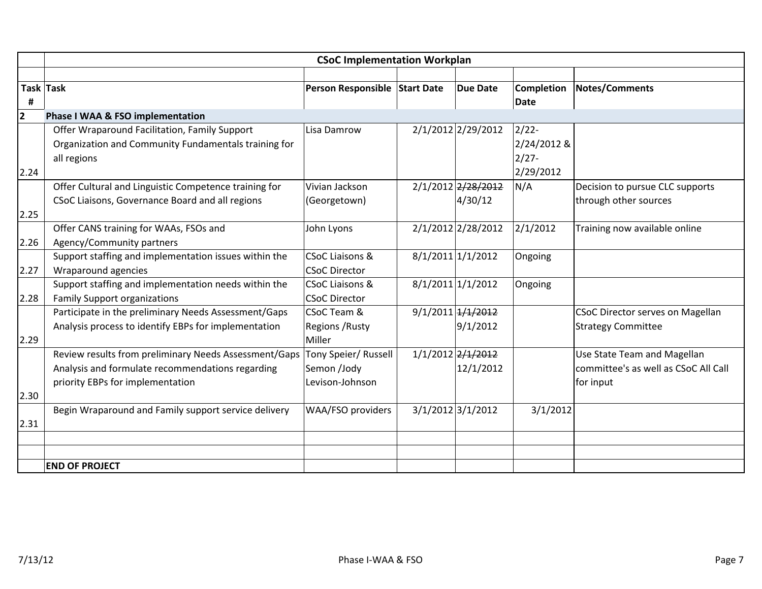| | CSoC Implementation Workplan | | | | | |
|---|---|---|---|---|---|---|
| | | | | | | |
| **Task #** | **Task** | **Person Responsible** | **Start Date** | **Due Date** | **Completion Date** | **Notes/Comments** |
| **2** | **Phase I WAA & FSO implementation** | | | | | |
| 2.24 | Offer Wraparound Facilitation, Family Support Organization and Community Fundamentals training for all regions | Lisa Damrow | 2/1/2012 | 2/29/2012 | 2/22-2/24/2012 & 2/27-2/29/2012 | |
| 2.25 | Offer Cultural and Linguistic Competence training for CSoC Liaisons, Governance Board and all regions | Vivian Jackson (Georgetown) | 2/1/2012 | ~~2/28/2012~~ 4/30/12 | N/A | Decision to pursue CLC supports through other sources |
| 2.26 | Offer CANS training for WAAs, FSOs and Agency/Community partners | John Lyons | 2/1/2012 | 2/28/2012 | 2/1/2012 | Training now available online |
| 2.27 | Support staffing and implementation issues within the Wraparound agencies | CSoC Liaisons & CSoC Director | 8/1/2011 | 1/1/2012 | Ongoing | |
| 2.28 | Support staffing and implementation needs within the Family Support organizations | CSoC Liaisons & CSoC Director | 8/1/2011 | 1/1/2012 | Ongoing | |
| 2.29 | Participate in the preliminary Needs Assessment/Gaps Analysis process to identify EBPs for implementation | CSoC Team & Regions /Rusty Miller | 9/1/2011 | ~~1/1/2012~~ 9/1/2012 | | CSoC Director serves on Magellan Strategy Committee |
| 2.30 | Review results from preliminary Needs Assessment/Gaps Analysis and formulate recommendations regarding priority EBPs for implementation | Tony Speier/ Russell Semon /Jody Levison-Johnson | 1/1/2012 | ~~2/1/2012~~ 12/1/2012 | | Use State Team and Magellan committee's as well as CSoC All Call for input |
| 2.31 | Begin Wraparound and Family support service delivery | WAA/FSO providers | 3/1/2012 | 3/1/2012 | 3/1/2012 | |
| | | | | | | |
| | | | | | | |
| | **END OF PROJECT** | | | | | |

Phase I-WAA & FSO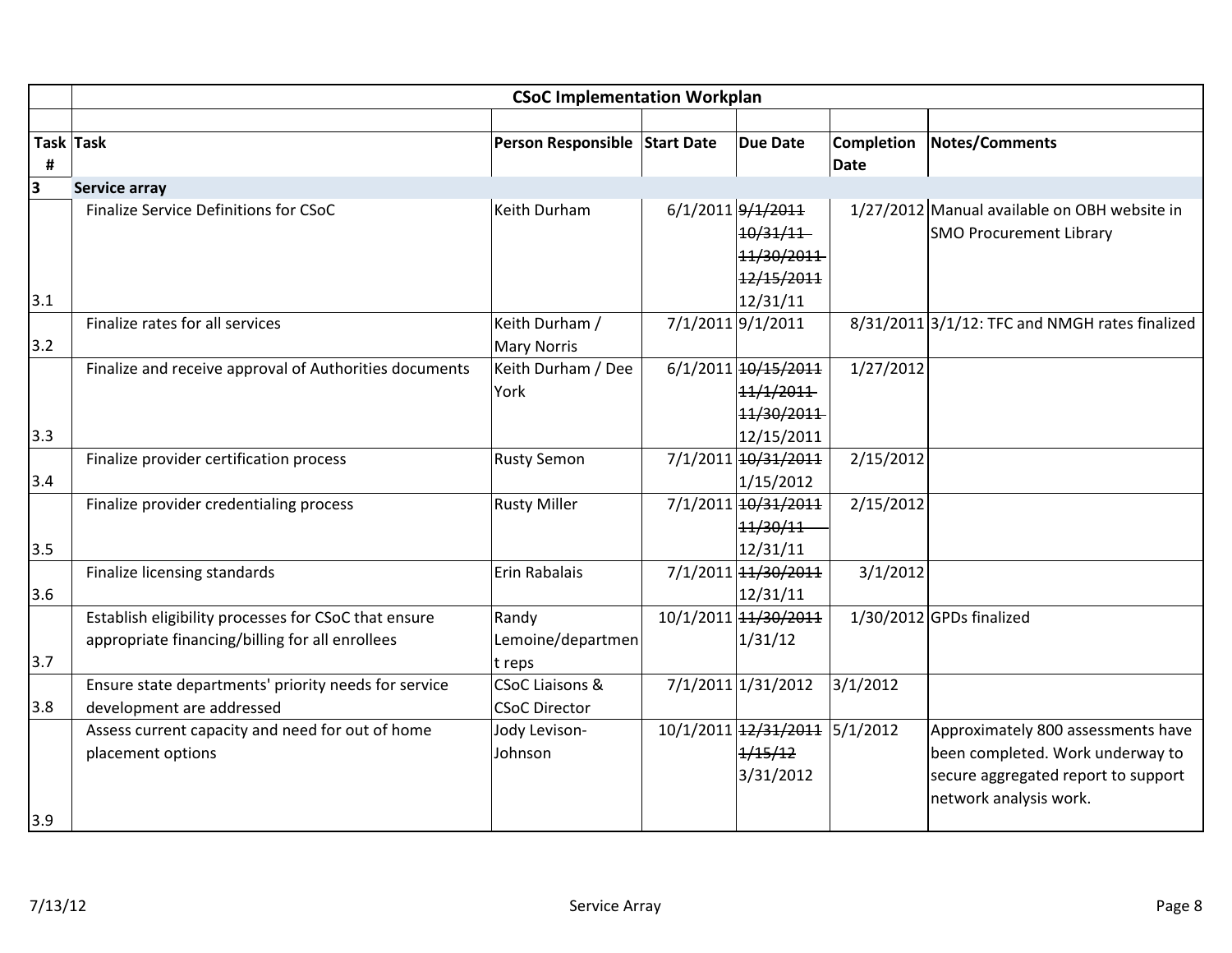| Task # | Task | Person Responsible | Start Date | Due Date | Completion Date | Notes/Comments |
|---|---|---|---|---|---|---|
| | **CSoC Implementation Workplan** | | | | | |
| **3** | **Service array** | | | | | |
| 3.1 | Finalize Service Definitions for CSoC | Keith Durham | 6/1/2011 | ~~9/1/2011~~ ~~10/31/11~~ ~~11/30/2011~~ ~~12/15/2011~~ 12/31/11 | 1/27/2012 | Manual available on OBH website in SMO Procurement Library |
| 3.2 | Finalize rates for all services | Keith Durham / Mary Norris | 7/1/2011 | 9/1/2011 | 8/31/2011 | 3/1/12: TFC and NMGH rates finalized |
| 3.3 | Finalize and receive approval of Authorities documents | Keith Durham / Dee York | 6/1/2011 | ~~10/15/2011~~ ~~11/1/2011~~ ~~11/30/2011~~ 12/15/2011 | 1/27/2012 | |
| 3.4 | Finalize provider certification process | Rusty Semon | 7/1/2011 | ~~10/31/2011~~ 1/15/2012 | 2/15/2012 | |
| 3.5 | Finalize provider credentialing process | Rusty Miller | 7/1/2011 | ~~10/31/2011~~ ~~11/30/11~~ 12/31/11 | 2/15/2012 | |
| 3.6 | Finalize licensing standards | Erin Rabalais | 7/1/2011 | ~~11/30/2011~~ 12/31/11 | 3/1/2012 | |
| 3.7 | Establish eligibility processes for CSoC that ensure appropriate financing/billing for all enrollees | Randy Lemoine/department reps | 10/1/2011 | ~~11/30/2011~~ 1/31/12 | 1/30/2012 | GPDs finalized |
| 3.8 | Ensure state departments' priority needs for service development are addressed | CSoC Liaisons & CSoC Director | 7/1/2011 | 1/31/2012 | 3/1/2012 | |
| 3.9 | Assess current capacity and need for out of home placement options | Jody Levison-Johnson | 10/1/2011 | ~~12/31/2011~~ ~~1/15/12~~ 3/31/2012 | 5/1/2012 | Approximately 800 assessments have been completed. Work underway to secure aggregated report to support network analysis work. |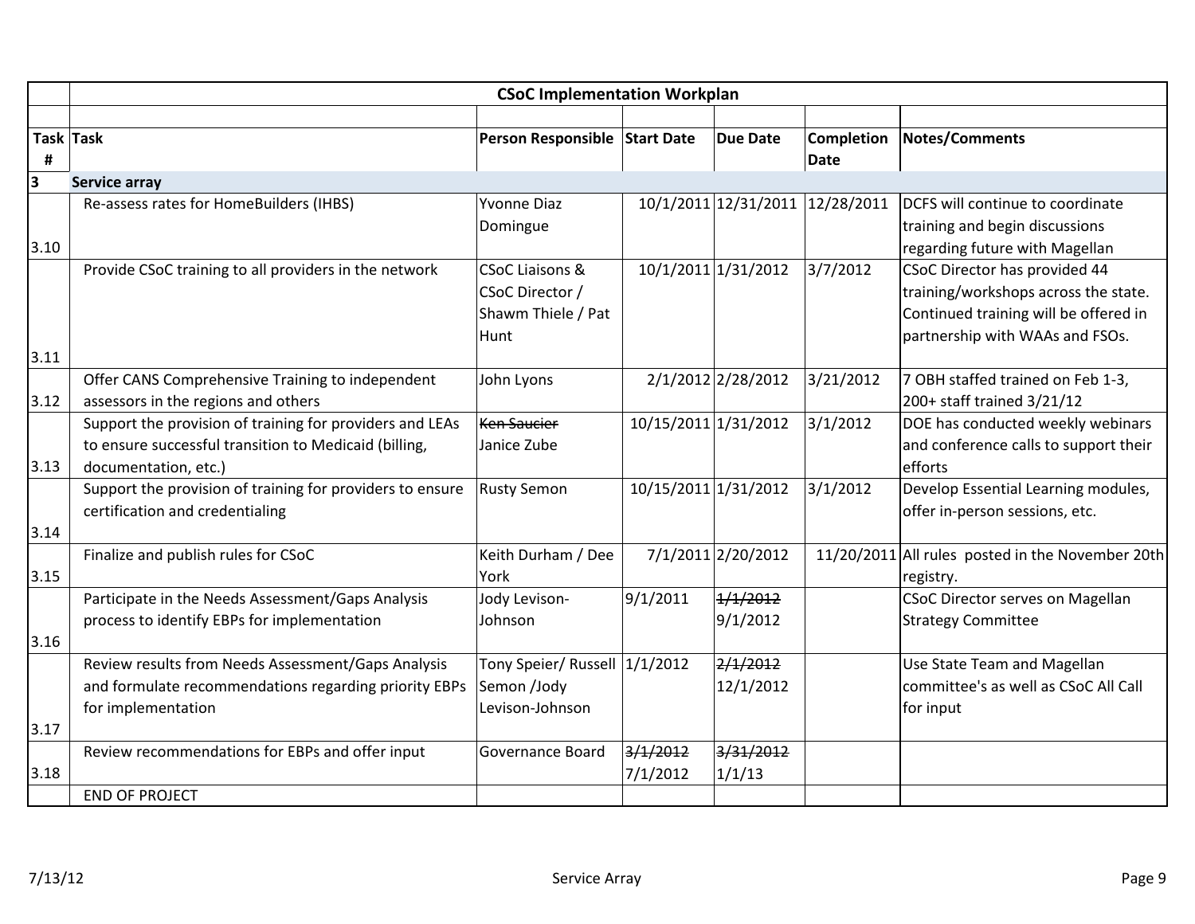| Task # | Task | Person Responsible | Start Date | Due Date | Completion Date | Notes/Comments |
|---|---|---|---|---|---|---|
| | **CSoC Implementation Workplan** | | | | | |
| **3** | **Service array** | | | | | |
| 3.10 | Re-assess rates for HomeBuilders (IHBS) | Yvonne Diaz Domingue | 10/1/2011 | 12/31/2011 | 12/28/2011 | DCFS will continue to coordinate training and begin discussions regarding future with Magellan |
| 3.11 | Provide CSoC training to all providers in the network | CSoC Liaisons & CSoC Director / Shawm Thiele / Pat Hunt | 10/1/2011 | 1/31/2012 | 3/7/2012 | CSoC Director has provided 44 training/workshops across the state. Continued training will be offered in partnership with WAAs and FSOs. |
| 3.12 | Offer CANS Comprehensive Training to independent assessors in the regions and others | John Lyons | 2/1/2012 | 2/28/2012 | 3/21/2012 | 7 OBH staffed trained on Feb 1-3, 200+ staff trained 3/21/12 |
| 3.13 | Support the provision of training for providers and LEAs to ensure successful transition to Medicaid (billing, documentation, etc.) | ~~Ken Saucier~~ Janice Zube | 10/15/2011 | 1/31/2012 | 3/1/2012 | DOE has conducted weekly webinars and conference calls to support their efforts |
| 3.14 | Support the provision of training for providers to ensure certification and credentialing | Rusty Semon | 10/15/2011 | 1/31/2012 | 3/1/2012 | Develop Essential Learning modules, offer in-person sessions, etc. |
| 3.15 | Finalize and publish rules for CSoC | Keith Durham / Dee York | 7/1/2011 | 2/20/2012 | 11/20/2011 | All rules posted in the November 20th registry. |
| 3.16 | Participate in the Needs Assessment/Gaps Analysis process to identify EBPs for implementation | Jody Levison-Johnson | 9/1/2011 | ~~1/1/2012~~ 9/1/2012 | | CSoC Director serves on Magellan Strategy Committee |
| 3.17 | Review results from Needs Assessment/Gaps Analysis and formulate recommendations regarding priority EBPs for implementation | Tony Speier/ Russell Semon /Jody Levison-Johnson | 1/1/2012 | ~~2/1/2012~~ 12/1/2012 | | Use State Team and Magellan committee's as well as CSoC All Call for input |
| 3.18 | Review recommendations for EBPs and offer input | Governance Board | ~~3/1/2012~~ 7/1/2012 | ~~3/31/2012~~ 1/1/13 | | |
| | END OF PROJECT | | | | | |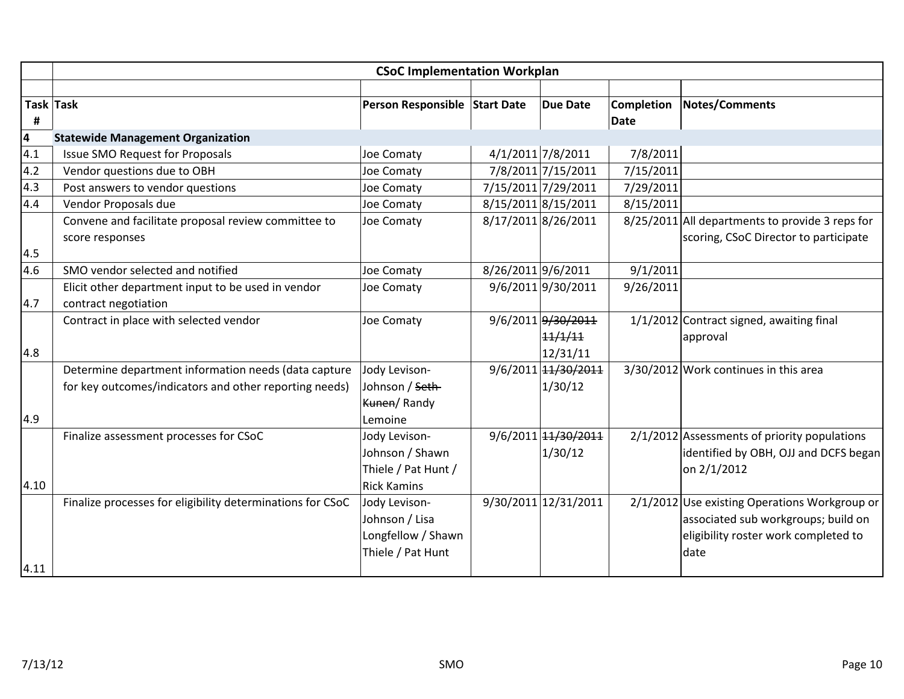| | CSoC Implementation Workplan | | | | | |
|---|---|---|---|---|---|---|
| **Task #** | **Task** | **Person Responsible** | **Start Date** | **Due Date** | **Completion Date** | **Notes/Comments** |
| **4** | **Statewide Management Organization** | | | | | |
| 4.1 | Issue SMO Request for Proposals | Joe Comaty | 4/1/2011 | 7/8/2011 | 7/8/2011 | |
| 4.2 | Vendor questions due to OBH | Joe Comaty | 7/8/2011 | 7/15/2011 | 7/15/2011 | |
| 4.3 | Post answers to vendor questions | Joe Comaty | 7/15/2011 | 7/29/2011 | 7/29/2011 | |
| 4.4 | Vendor Proposals due | Joe Comaty | 8/15/2011 | 8/15/2011 | 8/15/2011 | |
| 4.5 | Convene and facilitate proposal review committee to score responses | Joe Comaty | 8/17/2011 | 8/26/2011 | 8/25/2011 | All departments to provide 3 reps for scoring, CSoC Director to participate |
| 4.6 | SMO vendor selected and notified | Joe Comaty | 8/26/2011 | 9/6/2011 | 9/1/2011 | |
| 4.7 | Elicit other department input to be used in vendor contract negotiation | Joe Comaty | 9/6/2011 | 9/30/2011 | 9/26/2011 | |
| 4.8 | Contract in place with selected vendor | Joe Comaty | 9/6/2011 | ~~9/30/2011~~ ~~11/1/11~~ 12/31/11 | 1/1/2012 | Contract signed, awaiting final approval |
| 4.9 | Determine department information needs (data capture for key outcomes/indicators and other reporting needs) | Jody Levison-Johnson / ~~Seth Kunen~~/ Randy Lemoine | 9/6/2011 | ~~11/30/2011~~ 1/30/12 | 3/30/2012 | Work continues in this area |
| 4.10 | Finalize assessment processes for CSoC | Jody Levison-Johnson / Shawn Thiele / Pat Hunt / Rick Kamins | 9/6/2011 | ~~11/30/2011~~ 1/30/12 | 2/1/2012 | Assessments of priority populations identified by OBH, OJJ and DCFS began on 2/1/2012 |
| 4.11 | Finalize processes for eligibility determinations for CSoC | Jody Levison-Johnson / Lisa Longfellow / Shawn Thiele / Pat Hunt | 9/30/2011 | 12/31/2011 | 2/1/2012 | Use existing Operations Workgroup or associated sub workgroups; build on eligibility roster work completed to date |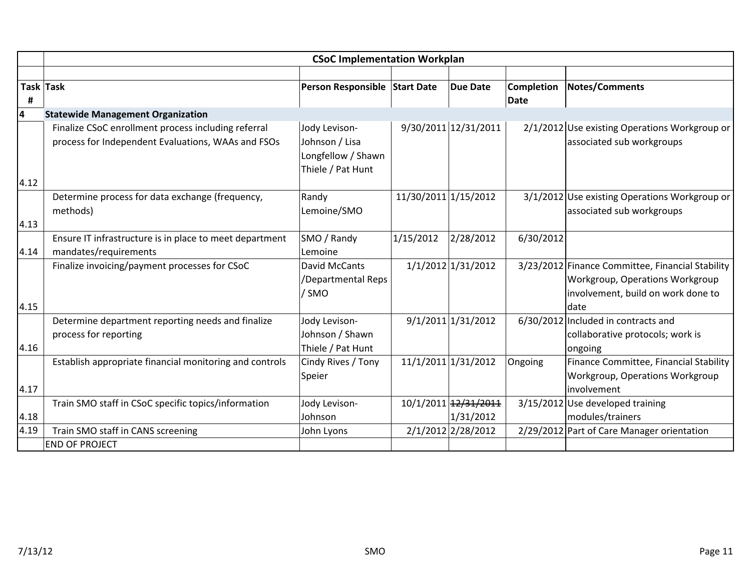| | CSoC Implementation Workplan | | | | | |
|---|---|---|---|---|---|---|
| | | | | | | |
| Task # | Task | Person Responsible | Start Date | Due Date | Completion Date | Notes/Comments |
| 4 | **Statewide Management Organization** | | | | | |
| 4.12 | Finalize CSoC enrollment process including referral process for Independent Evaluations, WAAs and FSOs | Jody Levison-Johnson / Lisa Longfellow / Shawn Thiele / Pat Hunt | 9/30/2011 | 12/31/2011 | 2/1/2012 | Use existing Operations Workgroup or associated sub workgroups |
| 4.13 | Determine process for data exchange (frequency, methods) | Randy Lemoine/SMO | 11/30/2011 | 1/15/2012 | 3/1/2012 | Use existing Operations Workgroup or associated sub workgroups |
| 4.14 | Ensure IT infrastructure is in place to meet department mandates/requirements | SMO / Randy Lemoine | 1/15/2012 | 2/28/2012 | 6/30/2012 | |
| 4.15 | Finalize invoicing/payment processes for CSoC | David McCants /Departmental Reps / SMO | 1/1/2012 | 1/31/2012 | 3/23/2012 | Finance Committee, Financial Stability Workgroup, Operations Workgroup involvement, build on work done to date |
| 4.16 | Determine department reporting needs and finalize process for reporting | Jody Levison-Johnson / Shawn Thiele / Pat Hunt | 9/1/2011 | 1/31/2012 | 6/30/2012 | Included in contracts and collaborative protocols; work is ongoing |
| 4.17 | Establish appropriate financial monitoring and controls | Cindy Rives / Tony Speier | 11/1/2011 | 1/31/2012 | Ongoing | Finance Committee, Financial Stability Workgroup, Operations Workgroup involvement |
| 4.18 | Train SMO staff in CSoC specific topics/information | Jody Levison-Johnson | 10/1/2011 | ~~12/31/2011~~ 1/31/2012 | 3/15/2012 | Use developed training modules/trainers |
| 4.19 | Train SMO staff in CANS screening | John Lyons | 2/1/2012 | 2/28/2012 | 2/29/2012 | Part of Care Manager orientation |
| | END OF PROJECT | | | | | |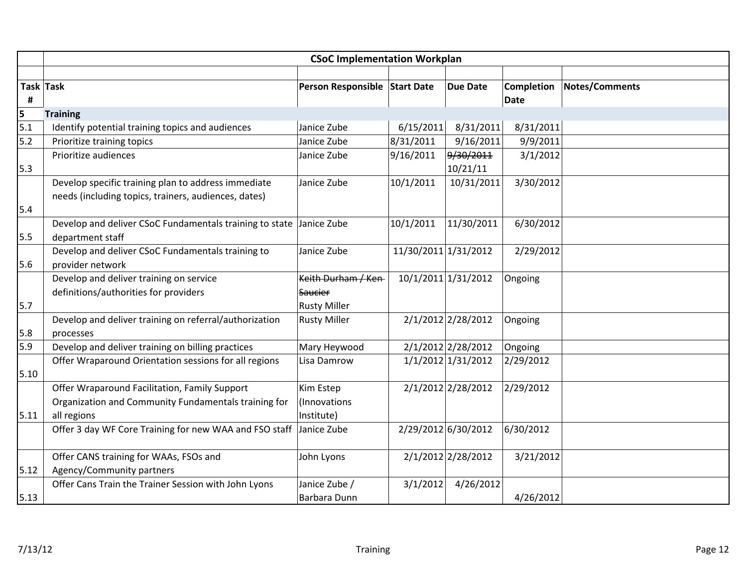| | CSoC Implementation Workplan | | | | | |
|---|---|---|---|---|---|---|
| | | | | | | |
| Task # | Task | Person Responsible | Start Date | Due Date | Completion Date | Notes/Comments |
| 5 | **Training** | | | | | |
| 5.1 | Identify potential training topics and audiences | Janice Zube | 6/15/2011 | 8/31/2011 | 8/31/2011 | |
| 5.2 | Prioritize training topics | Janice Zube | 8/31/2011 | 9/16/2011 | 9/9/2011 | |
| 5.3 | Prioritize audiences | Janice Zube | 9/16/2011 | ~~9/30/2011~~ 10/21/11 | 3/1/2012 | |
| 5.4 | Develop specific training plan to address immediate needs (including topics, trainers, audiences, dates) | Janice Zube | 10/1/2011 | 10/31/2011 | 3/30/2012 | |
| 5.5 | Develop and deliver CSoC Fundamentals training to state department staff | Janice Zube | 10/1/2011 | 11/30/2011 | 6/30/2012 | |
| 5.6 | Develop and deliver CSoC Fundamentals training to provider network | Janice Zube | 11/30/2011 | 1/31/2012 | 2/29/2012 | |
| 5.7 | Develop and deliver training on service definitions/authorities for providers | ~~Keith Durham / Ken Saucier~~ Rusty Miller | 10/1/2011 | 1/31/2012 | Ongoing | |
| 5.8 | Develop and deliver training on referral/authorization processes | Rusty Miller | 2/1/2012 | 2/28/2012 | Ongoing | |
| 5.9 | Develop and deliver training on billing practices | Mary Heywood | 2/1/2012 | 2/28/2012 | Ongoing | |
| 5.10 | Offer Wraparound Orientation sessions for all regions | Lisa Damrow | 1/1/2012 | 1/31/2012 | 2/29/2012 | |
| 5.11 | Offer Wraparound Facilitation, Family Support Organization and Community Fundamentals training for all regions | Kim Estep (Innovations Institute) | 2/1/2012 | 2/28/2012 | 2/29/2012 | |
| | Offer 3 day WF Core Training for new WAA and FSO staff | Janice Zube | 2/29/2012 | 6/30/2012 | 6/30/2012 | |
| 5.12 | Offer CANS training for WAAs, FSOs and Agency/Community partners | John Lyons | 2/1/2012 | 2/28/2012 | 3/21/2012 | |
| 5.13 | Offer Cans Train the Trainer Session with John Lyons | Janice Zube / Barbara Dunn | 3/1/2012 | 4/26/2012 | 4/26/2012 | |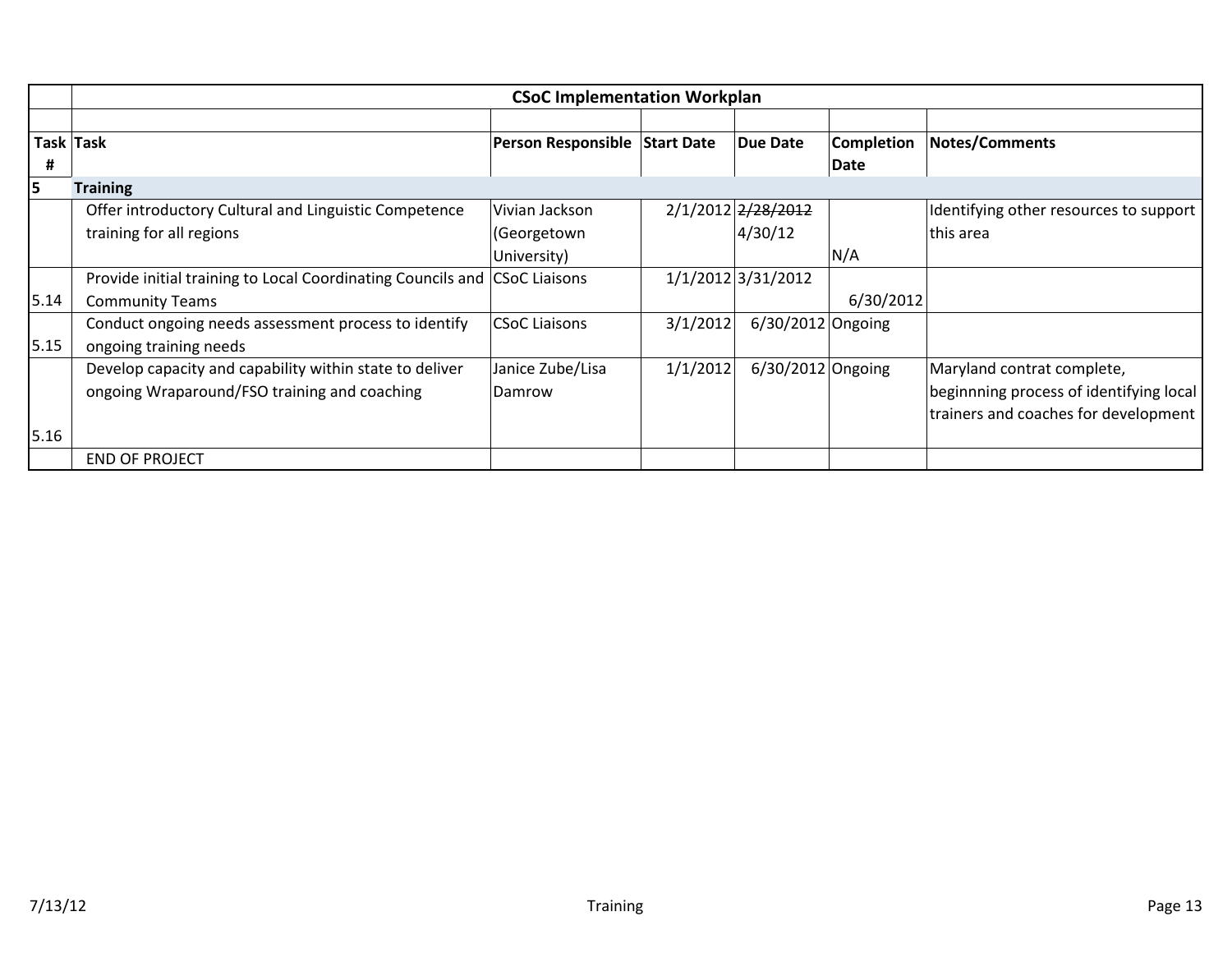| | **CSoC Implementation Workplan** | | | | | |
|---|---|---|---|---|---|---|
| | | | | | | |
| **Task #** | **Task** | **Person Responsible** | **Start Date** | **Due Date** | **Completion Date** | **Notes/Comments** |
| **5** | **Training** | | | | | |
| | Offer introductory Cultural and Linguistic Competence training for all regions | Vivian Jackson (Georgetown University) | 2/1/2012 | ~~2/28/2012~~ 4/30/12 | N/A | Identifying other resources to support this area |
| 5.14 | Provide initial training to Local Coordinating Councils and Community Teams | CSoC Liaisons | 1/1/2012 | 3/31/2012 | 6/30/2012 | |
| 5.15 | Conduct ongoing needs assessment process to identify ongoing training needs | CSoC Liaisons | 3/1/2012 | 6/30/2012 | Ongoing | |
| 5.16 | Develop capacity and capability within state to deliver ongoing Wraparound/FSO training and coaching | Janice Zube/Lisa Damrow | 1/1/2012 | 6/30/2012 | Ongoing | Maryland contrat complete, beginnning process of identifying local trainers and coaches for development |
| | END OF PROJECT | | | | | |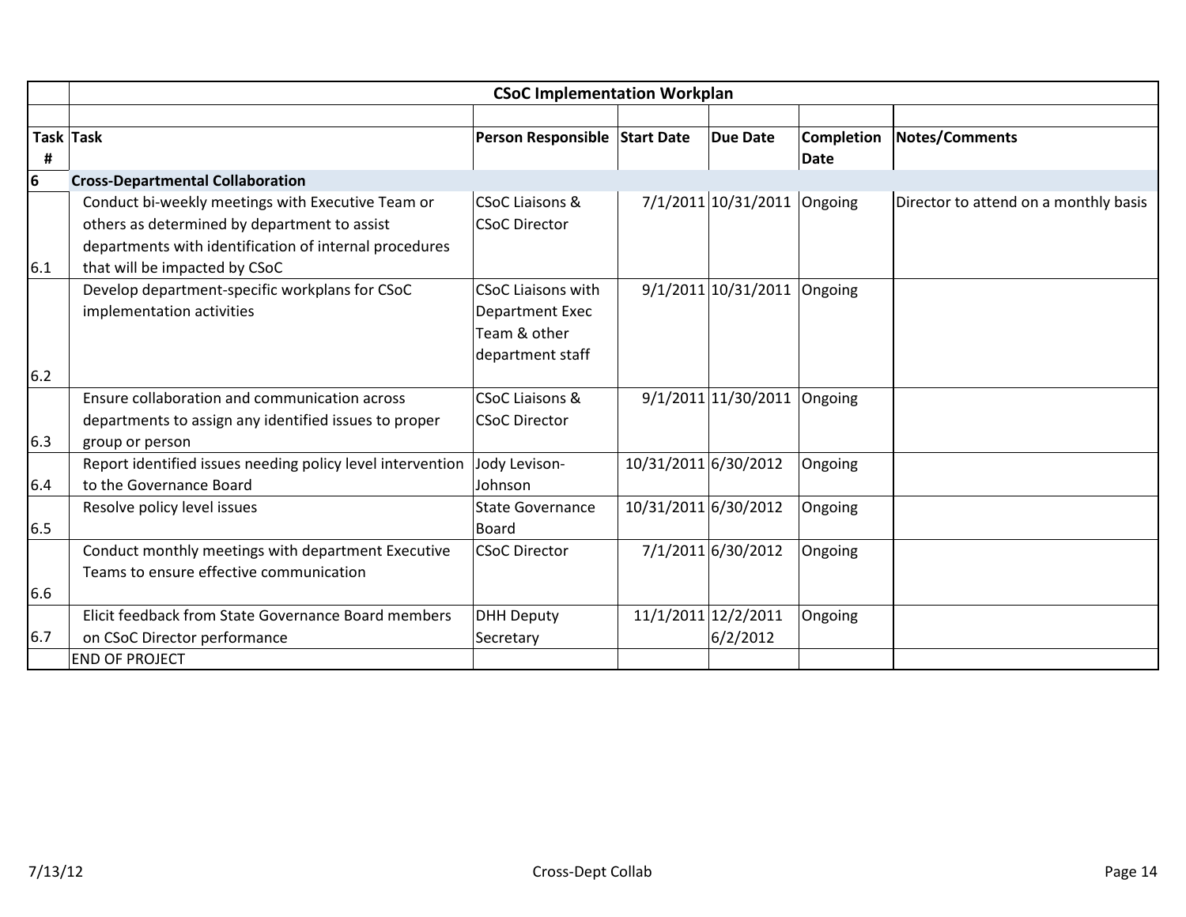| Task # | Task | Person Responsible | Start Date | Due Date | Completion Date | Notes/Comments |
|---|---|---|---|---|---|---|
| | **CSoC Implementation Workplan** | | | | | |
| **6** | **Cross-Departmental Collaboration** | | | | | |
| 6.1 | Conduct bi-weekly meetings with Executive Team or others as determined by department to assist departments with identification of internal procedures that will be impacted by CSoC | CSoC Liaisons & CSoC Director | 7/1/2011 | 10/31/2011 | Ongoing | Director to attend on a monthly basis |
| 6.2 | Develop department-specific workplans for CSoC implementation activities | CSoC Liaisons with Department Exec Team & other department staff | 9/1/2011 | 10/31/2011 | Ongoing | |
| 6.3 | Ensure collaboration and communication across departments to assign any identified issues to proper group or person | CSoC Liaisons & CSoC Director | 9/1/2011 | 11/30/2011 | Ongoing | |
| 6.4 | Report identified issues needing policy level intervention to the Governance Board | Jody Levison-Johnson | 10/31/2011 | 6/30/2012 | Ongoing | |
| 6.5 | Resolve policy level issues | State Governance Board | 10/31/2011 | 6/30/2012 | Ongoing | |
| 6.6 | Conduct monthly meetings with department Executive Teams to ensure effective communication | CSoC Director | 7/1/2011 | 6/30/2012 | Ongoing | |
| 6.7 | Elicit feedback from State Governance Board members on CSoC Director performance | DHH Deputy Secretary | 11/1/2011 | 12/2/2011 6/2/2012 | Ongoing | |
| | END OF PROJECT | | | | | |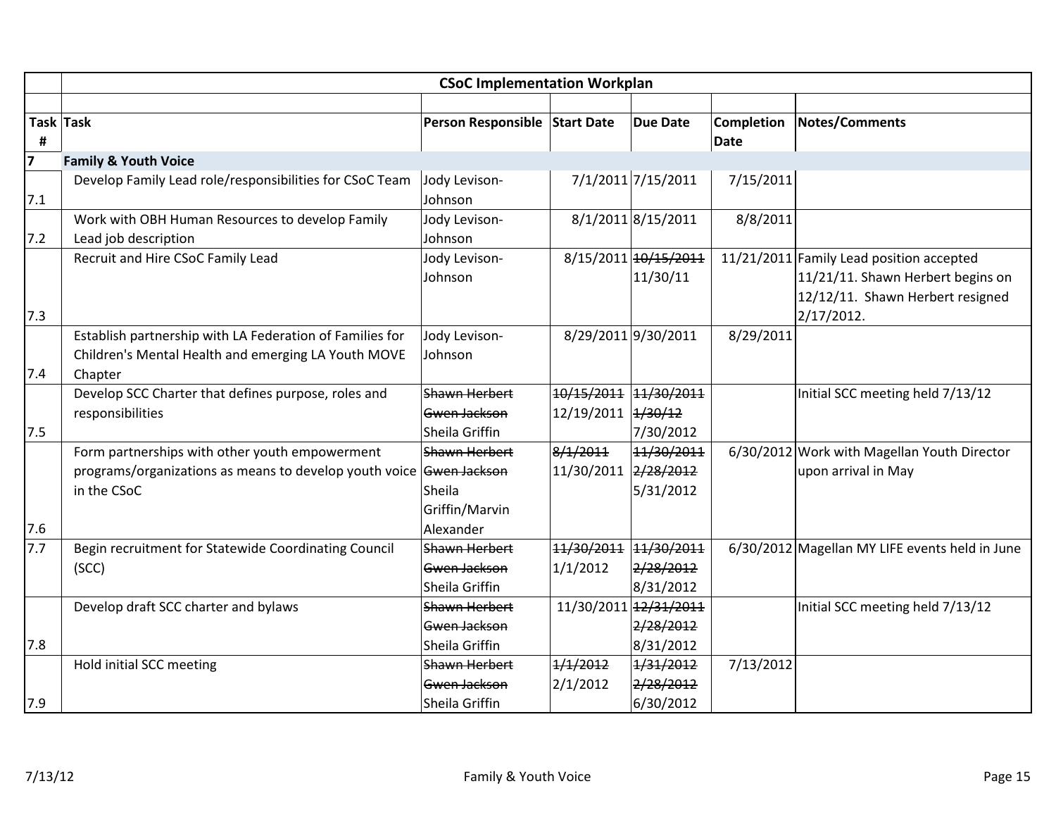| | CSoC Implementation Workplan | | | | | |
|---|---|---|---|---|---|---|
| **Task #** | **Task** | **Person Responsible** | **Start Date** | **Due Date** | **Completion Date** | **Notes/Comments** |
| **7** | **Family & Youth Voice** | | | | | |
| 7.1 | Develop Family Lead role/responsibilities for CSoC Team | Jody Levison-Johnson | 7/1/2011 | 7/15/2011 | 7/15/2011 | |
| 7.2 | Work with OBH Human Resources to develop Family Lead job description | Jody Levison-Johnson | 8/1/2011 | 8/15/2011 | 8/8/2011 | |
| 7.3 | Recruit and Hire CSoC Family Lead | Jody Levison-Johnson | 8/15/2011 | ~~10/15/2011~~ 11/30/11 | 11/21/2011 | Family Lead position accepted 11/21/11. Shawn Herbert begins on 12/12/11. Shawn Herbert resigned 2/17/2012. |
| 7.4 | Establish partnership with LA Federation of Families for Children's Mental Health and emerging LA Youth MOVE Chapter | Jody Levison-Johnson | 8/29/2011 | 9/30/2011 | 8/29/2011 | |
| 7.5 | Develop SCC Charter that defines purpose, roles and responsibilities | ~~Shawn Herbert~~ ~~Gwen Jackson~~ Sheila Griffin | ~~10/15/2011~~ 12/19/2011 | ~~11/30/2011~~ ~~1/30/12~~ 7/30/2012 | | Initial SCC meeting held 7/13/12 |
| 7.6 | Form partnerships with other youth empowerment programs/organizations as means to develop youth voice in the CSoC | ~~Shawn Herbert~~ ~~Gwen Jackson~~ Sheila Griffin/Marvin Alexander | ~~8/1/2011~~ 11/30/2011 | ~~11/30/2011~~ ~~2/28/2012~~ 5/31/2012 | 6/30/2012 | Work with Magellan Youth Director upon arrival in May |
| 7.7 | Begin recruitment for Statewide Coordinating Council (SCC) | ~~Shawn Herbert~~ ~~Gwen Jackson~~ Sheila Griffin | ~~11/30/2011~~ 1/1/2012 | ~~11/30/2011~~ ~~2/28/2012~~ 8/31/2012 | 6/30/2012 | Magellan MY LIFE events held in June |
| 7.8 | Develop draft SCC charter and bylaws | ~~Shawn Herbert~~ ~~Gwen Jackson~~ Sheila Griffin | 11/30/2011 | ~~12/31/2011~~ ~~2/28/2012~~ 8/31/2012 | | Initial SCC meeting held 7/13/12 |
| 7.9 | Hold initial SCC meeting | ~~Shawn Herbert~~ ~~Gwen Jackson~~ Sheila Griffin | ~~1/1/2012~~ 2/1/2012 | ~~1/31/2012~~ ~~2/28/2012~~ 6/30/2012 | 7/13/2012 | |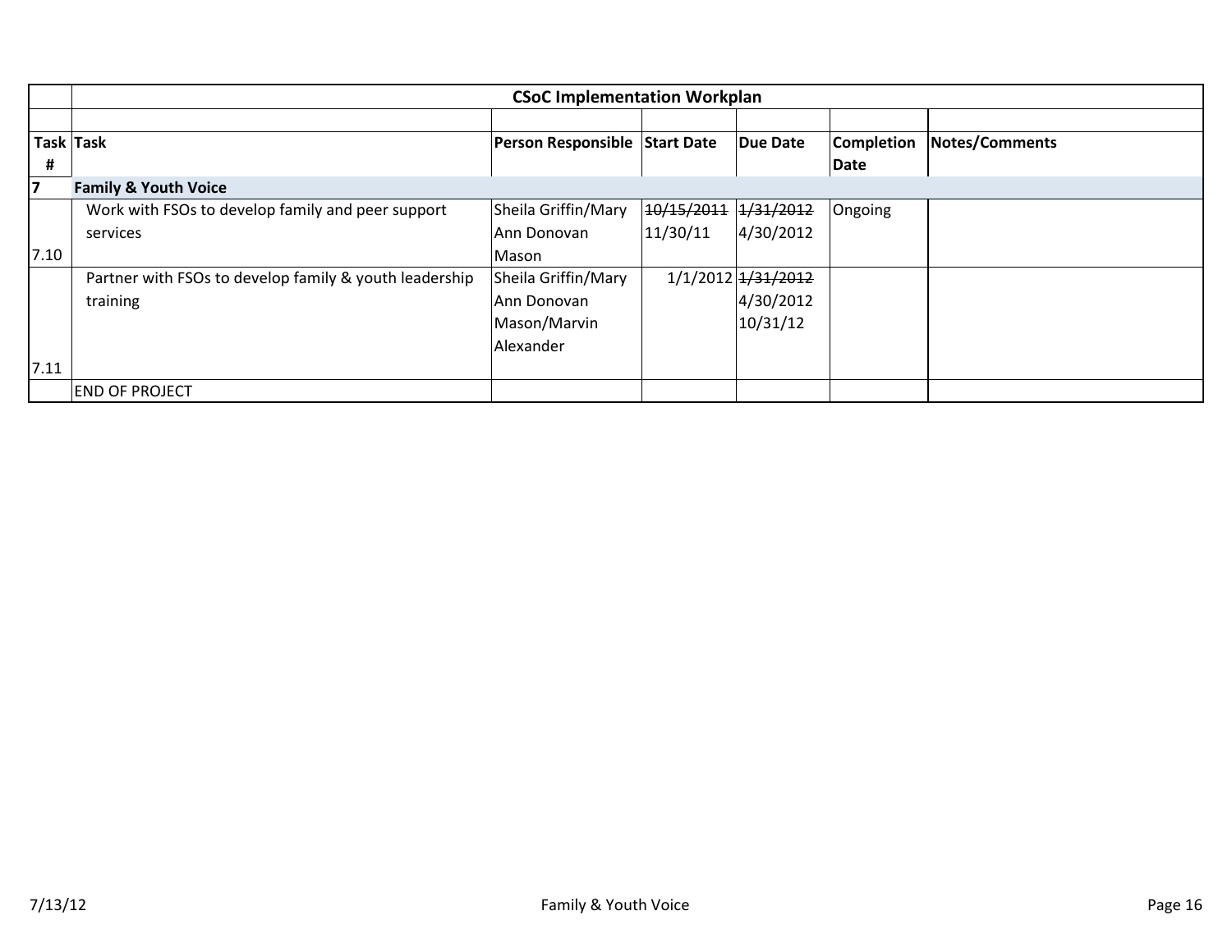| | CSoC Implementation Workplan | | | | | |
|---|---|---|---|---|---|---|
| | | | | | | |
| **Task #** | **Task** | **Person Responsible** | **Start Date** | **Due Date** | **Completion Date** | **Notes/Comments** |
| **7** | **Family & Youth Voice** | | | | | |
| 7.10 | Work with FSOs to develop family and peer support services | Sheila Griffin/Mary Ann Donovan Mason | ~~10/15/2011~~ 11/30/11 | ~~1/31/2012~~ 4/30/2012 | Ongoing | |
| 7.11 | Partner with FSOs to develop family & youth leadership training | Sheila Griffin/Mary Ann Donovan Mason/Marvin Alexander | 1/1/2012 | ~~1/31/2012~~ 4/30/2012 10/31/12 | | |
| | END OF PROJECT | | | | | |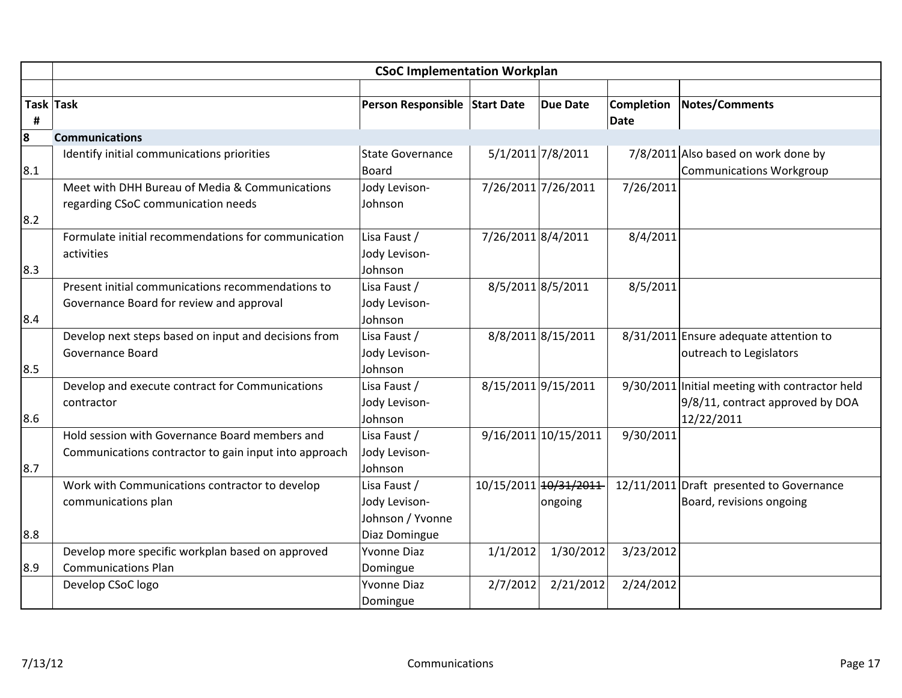| Task # | Task | Person Responsible | Start Date | Due Date | Completion Date | Notes/Comments |
|---|---|---|---|---|---|---|
| | **CSoC Implementation Workplan** | | | | | |
| **8** | **Communications** | | | | | |
| 8.1 | Identify initial communications priorities | State Governance Board | 5/1/2011 | 7/8/2011 | 7/8/2011 | Also based on work done by Communications Workgroup |
| 8.2 | Meet with DHH Bureau of Media & Communications regarding CSoC communication needs | Jody Levison-Johnson | 7/26/2011 | 7/26/2011 | 7/26/2011 | |
| 8.3 | Formulate initial recommendations for communication activities | Lisa Faust / Jody Levison-Johnson | 7/26/2011 | 8/4/2011 | 8/4/2011 | |
| 8.4 | Present initial communications recommendations to Governance Board for review and approval | Lisa Faust / Jody Levison-Johnson | 8/5/2011 | 8/5/2011 | 8/5/2011 | |
| 8.5 | Develop next steps based on input and decisions from Governance Board | Lisa Faust / Jody Levison-Johnson | 8/8/2011 | 8/15/2011 | 8/31/2011 | Ensure adequate attention to outreach to Legislators |
| 8.6 | Develop and execute contract for Communications contractor | Lisa Faust / Jody Levison-Johnson | 8/15/2011 | 9/15/2011 | 9/30/2011 | Initial meeting with contractor held 9/8/11, contract approved by DOA 12/22/2011 |
| 8.7 | Hold session with Governance Board members and Communications contractor to gain input into approach | Lisa Faust / Jody Levison-Johnson | 9/16/2011 | 10/15/2011 | 9/30/2011 | |
| 8.8 | Work with Communications contractor to develop communications plan | Lisa Faust / Jody Levison-Johnson / Yvonne Diaz Domingue | 10/15/2011 | ~~10/31/2011~~ ongoing | 12/11/2011 | Draft presented to Governance Board, revisions ongoing |
| 8.9 | Develop more specific workplan based on approved Communications Plan | Yvonne Diaz Domingue | 1/1/2012 | 1/30/2012 | 3/23/2012 | |
| | Develop CSoC logo | Yvonne Diaz Domingue | 2/7/2012 | 2/21/2012 | 2/24/2012 | |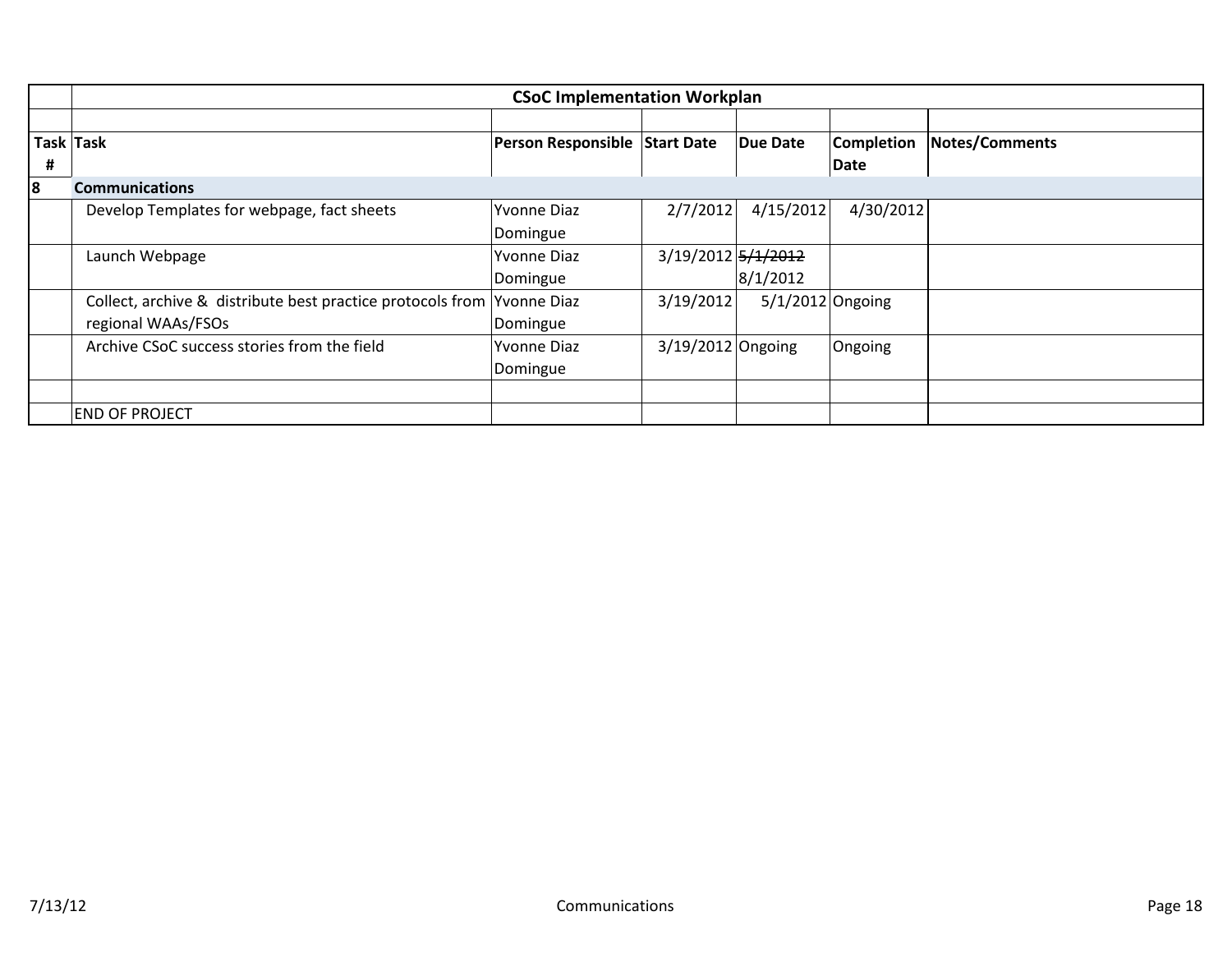| | CSoC Implementation Workplan | | | | | |
|---|---|---|---|---|---|---|
| | | | | | | |
| **Task #** | **Task** | **Person Responsible** | **Start Date** | **Due Date** | **Completion Date** | **Notes/Comments** |
| **8** | **Communications** | | | | | |
| | Develop Templates for webpage, fact sheets | Yvonne Diaz Domingue | 2/7/2012 | 4/15/2012 | 4/30/2012 | |
| | Launch Webpage | Yvonne Diaz Domingue | 3/19/2012 | ~~5/1/2012~~ 8/1/2012 | | |
| | Collect, archive & distribute best practice protocols from regional WAAs/FSOs | Yvonne Diaz Domingue | 3/19/2012 | 5/1/2012 | Ongoing | |
| | Archive CSoC success stories from the field | Yvonne Diaz Domingue | 3/19/2012 | Ongoing | Ongoing | |
| | | | | | | |
| | END OF PROJECT | | | | | |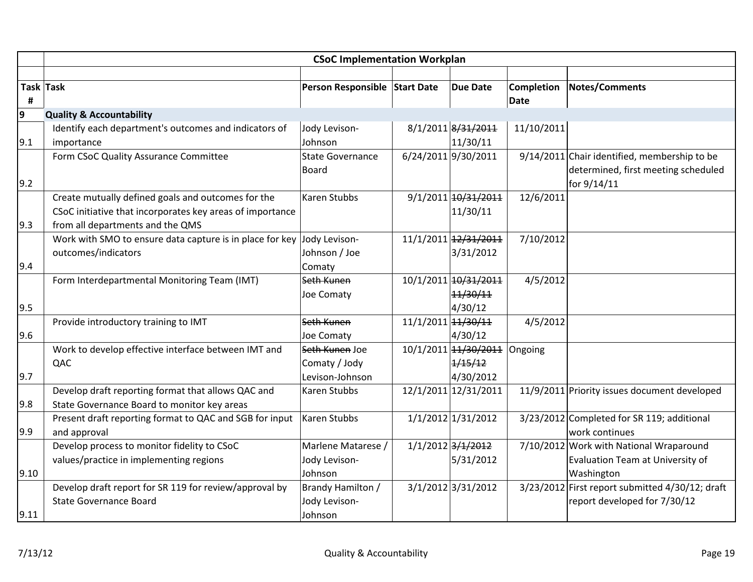| Task # | Task | Person Responsible | Start Date | Due Date | Completion Date | Notes/Comments |
|---|---|---|---|---|---|---|
| **9** | **Quality & Accountability** | | | | | |
| 9.1 | Identify each department's outcomes and indicators of importance | Jody Levison-Johnson | 8/1/2011 | ~~8/31/2011~~ 11/30/11 | 11/10/2011 | |
| 9.2 | Form CSoC Quality Assurance Committee | State Governance Board | 6/24/2011 | 9/30/2011 | 9/14/2011 | Chair identified, membership to be determined, first meeting scheduled for 9/14/11 |
| 9.3 | Create mutually defined goals and outcomes for the CSoC initiative that incorporates key areas of importance from all departments and the QMS | Karen Stubbs | 9/1/2011 | ~~10/31/2011~~ 11/30/11 | 12/6/2011 | |
| 9.4 | Work with SMO to ensure data capture is in place for key outcomes/indicators | Jody Levison-Johnson / Joe Comaty | 11/1/2011 | ~~12/31/2011~~ 3/31/2012 | 7/10/2012 | |
| 9.5 | Form Interdepartmental Monitoring Team (IMT) | ~~Seth Kunen~~ Joe Comaty | 10/1/2011 | ~~10/31/2011~~ ~~11/30/11~~ 4/30/12 | 4/5/2012 | |
| 9.6 | Provide introductory training to IMT | ~~Seth Kunen~~ Joe Comaty | 11/1/2011 | ~~11/30/11~~ 4/30/12 | 4/5/2012 | |
| 9.7 | Work to develop effective interface between IMT and QAC | ~~Seth Kunen~~ Joe Comaty / Jody Levison-Johnson | 10/1/2011 | ~~11/30/2011~~ ~~1/15/12~~ 4/30/2012 | Ongoing | |
| 9.8 | Develop draft reporting format that allows QAC and State Governance Board to monitor key areas | Karen Stubbs | 12/1/2011 | 12/31/2011 | 11/9/2011 | Priority issues document developed |
| 9.9 | Present draft reporting format to QAC and SGB for input and approval | Karen Stubbs | 1/1/2012 | 1/31/2012 | 3/23/2012 | Completed for SR 119; additional work continues |
| 9.10 | Develop process to monitor fidelity to CSoC values/practice in implementing regions | Marlene Matarese / Jody Levison-Johnson | 1/1/2012 | ~~3/1/2012~~ 5/31/2012 | 7/10/2012 | Work with National Wraparound Evaluation Team at University of Washington |
| 9.11 | Develop draft report for SR 119 for review/approval by State Governance Board | Brandy Hamilton / Jody Levison-Johnson | 3/1/2012 | 3/31/2012 | 3/23/2012 | First report submitted 4/30/12; draft report developed for 7/30/12 |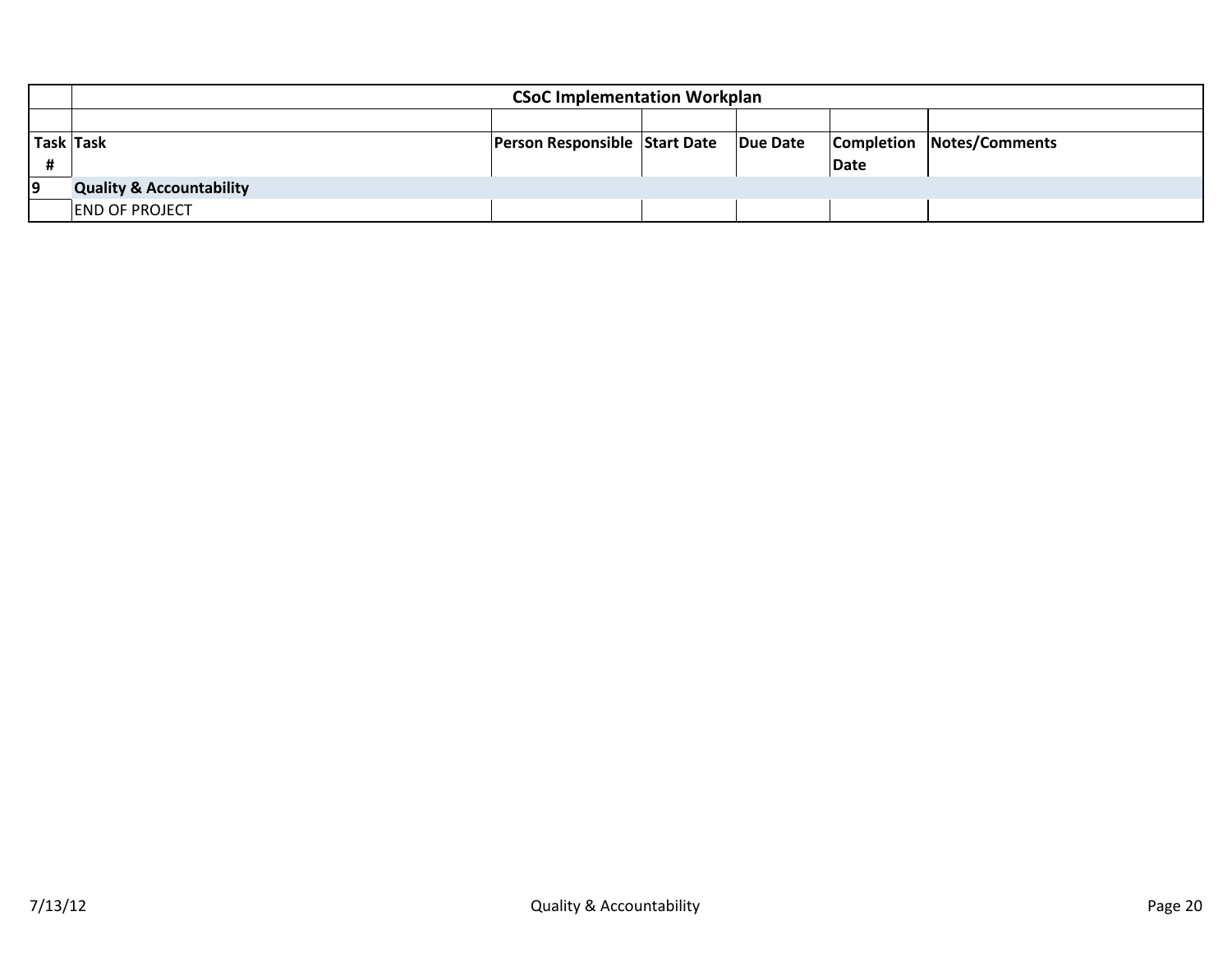| | CSoC Implementation Workplan | | | | | |
|---|---|---|---|---|---|---|
| | | | | | | |
| **Task #** | **Task** | **Person Responsible** | **Start Date** | **Due Date** | **Completion Date** | **Notes/Comments** |
| **9** | **Quality & Accountability** | | | | | |
| | END OF PROJECT | | | | | |